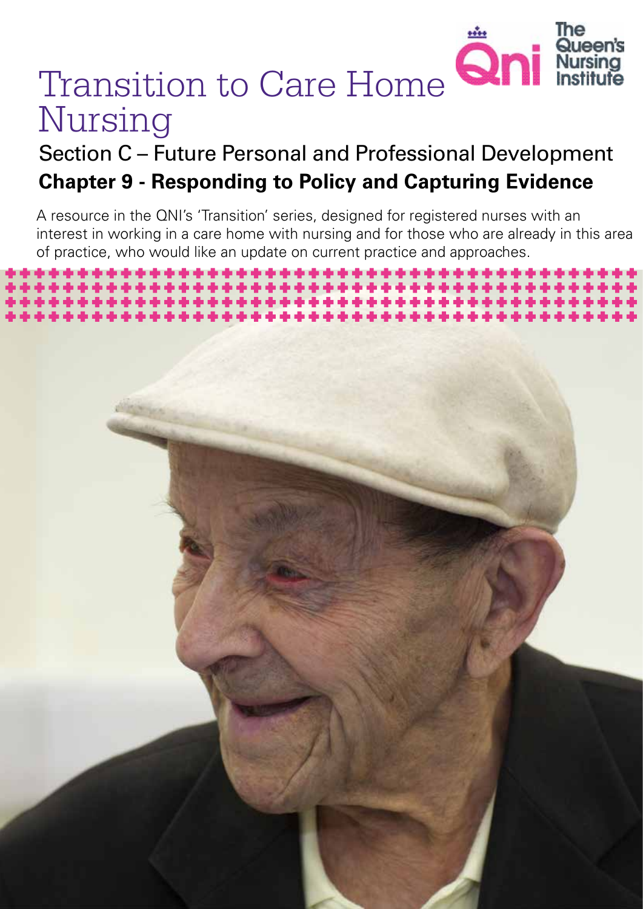# Transition to Care Home Nursing

## Section C – Future Personal and Professional Development

## Chapter 9 - Responding to Policy and Capturing Evidence

A resource in the QNI's 'Transition' series, designed for registered nurses with an interest in working in a care home with nursing and for those who are already in this area of practice, who would like an update on current practice and approaches.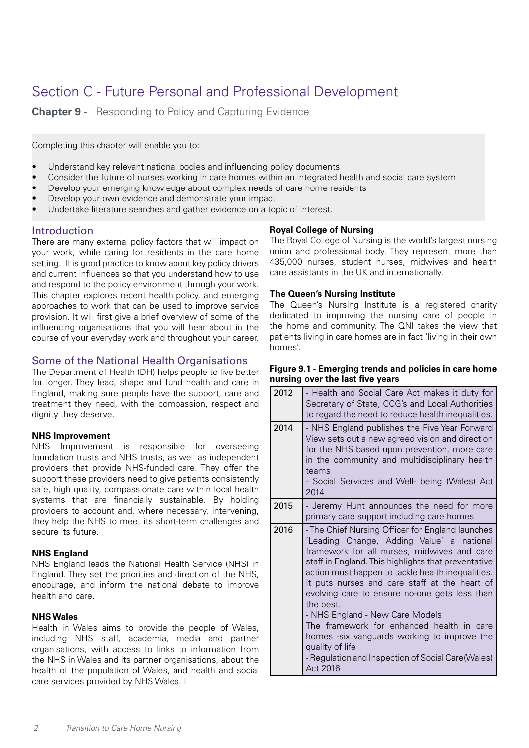# Section C - Future Personal and Professional Development

**Chapter 9** - Responding to Policy and Capturing Evidence

Completing this chapter will enable you to:

- Understand key relevant national bodies and influencing policy documents
- Consider the future of nurses working in care homes within an integrated health and social care system
- Develop your emerging knowledge about complex needs of care home residents
- Develop your own evidence and demonstrate your impact
- Undertake literature searches and gather evidence on a topic of interest.

## Introduction

There are many external policy factors that will impact on your work, while caring for residents in the care home setting. It is good practice to know about key policy drivers and current influences so that you understand how to use and respond to the policy environment through your work. This chapter explores recent health policy, and emerging approaches to work that can be used to improve service provision. It will first give a brief overview of some of the influencing organisations that you will hear about in the course of your everyday work and throughout your career.

## Some of the National Health Organisations

The Department of Health (DH) helps people to live better for longer. They lead, shape and fund health and care in England, making sure people have the support, care and treatment they need, with the compassion, respect and dignity they deserve.

**NHS Improvement**

NHS Improvement is responsible for overseeing foundation trusts and NHS trusts, as well as independent providers that provide NHS-funded care. They offer the support these providers need to give patients consistently safe, high quality, compassionate care within local health systems that are financially sustainable. By holding providers to account and, where necessary, intervening, they help the NHS to meet its short-term challenges and secure its future.

**NHS England**

NHS England leads the National Health Service (NHS) in England. They set the priorities and direction of the NHS, encourage, and inform the national debate to improve health and care.

**NHS Wales**

Health in Wales aims to provide the people of Wales, including NHS staff, academia, media and partner organisations, with access to links to information from the NHS in Wales and its partner organisations, about the health of the population of Wales, and health and social care services provided by NHS Wales. I

**Royal College of Nursing**

The Royal College of Nursing is the world's largest nursing union and professional body. They represent more than 435,000 nurses, student nurses, midwives and health care assistants in the UK and internationally.

**The Queen's Nursing Institute**

The Queen's Nursing Institute is a registered charity dedicated to improving the nursing care of people in the home and community. The QNI takes the view that patients living in care homes are in fact 'living in their own homes'.

**Figure 9.1 - Emerging trends and policies in care home nursing over the last five years**

| Year | Trends and policies |
|---|---|
| 2012 | - Health and Social Care Act makes it duty for Secretary of State, CCG's and Local Authorities to regard the need to reduce health inequalities. |
| 2014 | - NHS England publishes the Five Year Forward View sets out a new agreed vision and direction for the NHS based upon prevention, more care in the community and multidisciplinary health teams<br>- Social Services and Well- being (Wales) Act 2014 |
| 2015 | - Jeremy Hunt announces the need for more primary care support including care homes |
| 2016 | -The Chief Nursing Officer for England launches 'Leading Change, Adding Value' a national framework for all nurses, midwives and care staff in England. This highlights that preventative action must happen to tackle health inequalities. It puts nurses and care staff at the heart of evolving care to ensure no-one gets less than the best.<br>- NHS England - New Care Models<br>The framework for enhanced health in care homes -six vanguards working to improve the quality of life<br>- Regulation and Inspection of Social Care(Wales) Act 2016 |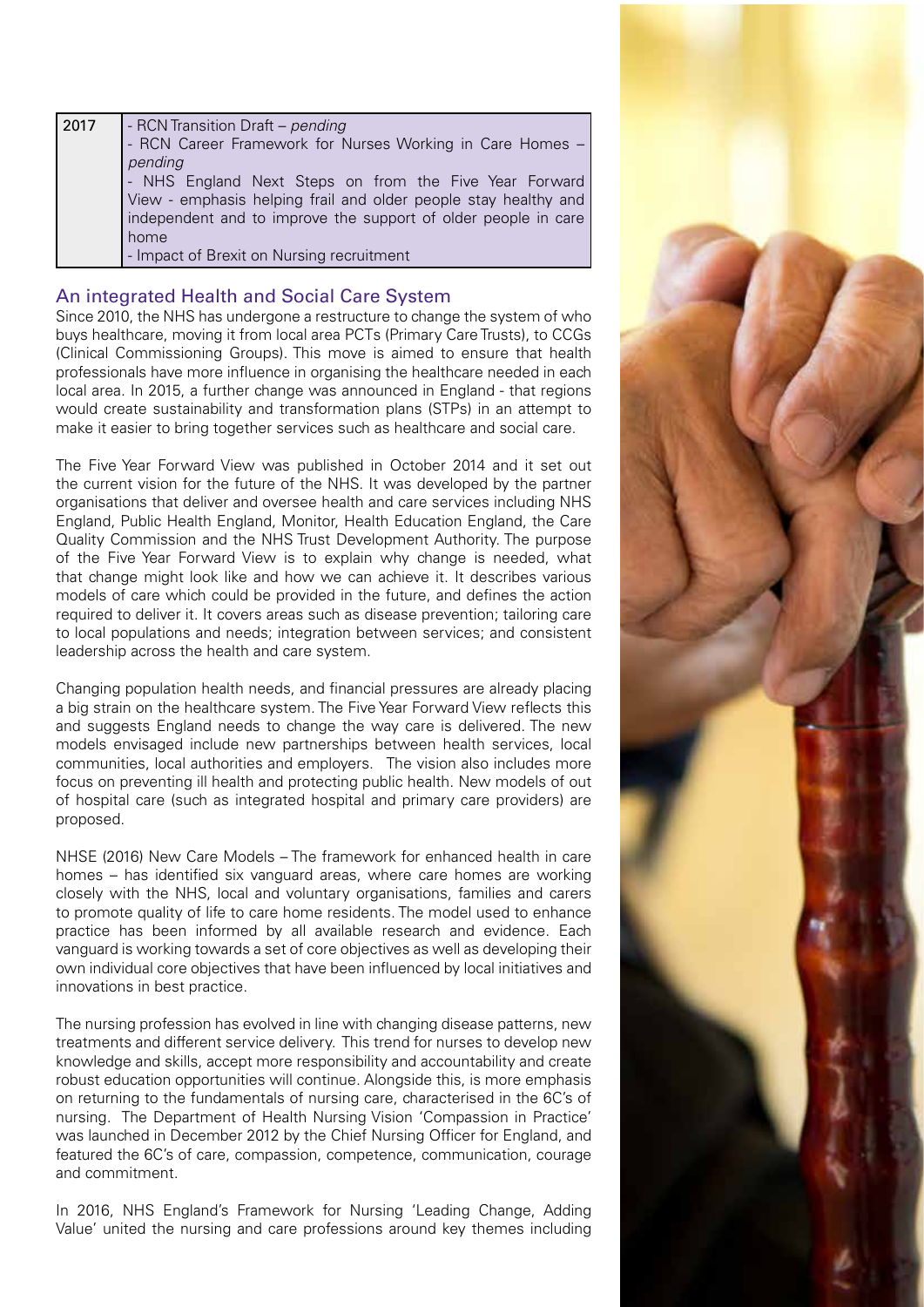| 2017 | - RCN Transition Draft – *pending*<br>- RCN Career Framework for Nurses Working in Care Homes – *pending*<br>- NHS England Next Steps on from the Five Year Forward View - emphasis helping frail and older people stay healthy and independent and to improve the support of older people in care home<br>- Impact of Brexit on Nursing recruitment |
|---|---|

## An integrated Health and Social Care System

Since 2010, the NHS has undergone a restructure to change the system of who buys healthcare, moving it from local area PCTs (Primary Care Trusts), to CCGs (Clinical Commissioning Groups). This move is aimed to ensure that health professionals have more influence in organising the healthcare needed in each local area. In 2015, a further change was announced in England - that regions would create sustainability and transformation plans (STPs) in an attempt to make it easier to bring together services such as healthcare and social care.

The Five Year Forward View was published in October 2014 and it set out the current vision for the future of the NHS. It was developed by the partner organisations that deliver and oversee health and care services including NHS England, Public Health England, Monitor, Health Education England, the Care Quality Commission and the NHS Trust Development Authority. The purpose of the Five Year Forward View is to explain why change is needed, what that change might look like and how we can achieve it. It describes various models of care which could be provided in the future, and defines the action required to deliver it. It covers areas such as disease prevention; tailoring care to local populations and needs; integration between services; and consistent leadership across the health and care system.

Changing population health needs, and financial pressures are already placing a big strain on the healthcare system. The Five Year Forward View reflects this and suggests England needs to change the way care is delivered. The new models envisaged include new partnerships between health services, local communities, local authorities and employers. The vision also includes more focus on preventing ill health and protecting public health. New models of out of hospital care (such as integrated hospital and primary care providers) are proposed.

NHSE (2016) New Care Models – The framework for enhanced health in care homes – has identified six vanguard areas, where care homes are working closely with the NHS, local and voluntary organisations, families and carers to promote quality of life to care home residents. The model used to enhance practice has been informed by all available research and evidence. Each vanguard is working towards a set of core objectives as well as developing their own individual core objectives that have been influenced by local initiatives and innovations in best practice.

The nursing profession has evolved in line with changing disease patterns, new treatments and different service delivery. This trend for nurses to develop new knowledge and skills, accept more responsibility and accountability and create robust education opportunities will continue. Alongside this, is more emphasis on returning to the fundamentals of nursing care, characterised in the 6C's of nursing. The Department of Health Nursing Vision 'Compassion in Practice' was launched in December 2012 by the Chief Nursing Officer for England, and featured the 6C's of care, compassion, competence, communication, courage and commitment.

In 2016, NHS England's Framework for Nursing 'Leading Change, Adding Value' united the nursing and care professions around key themes including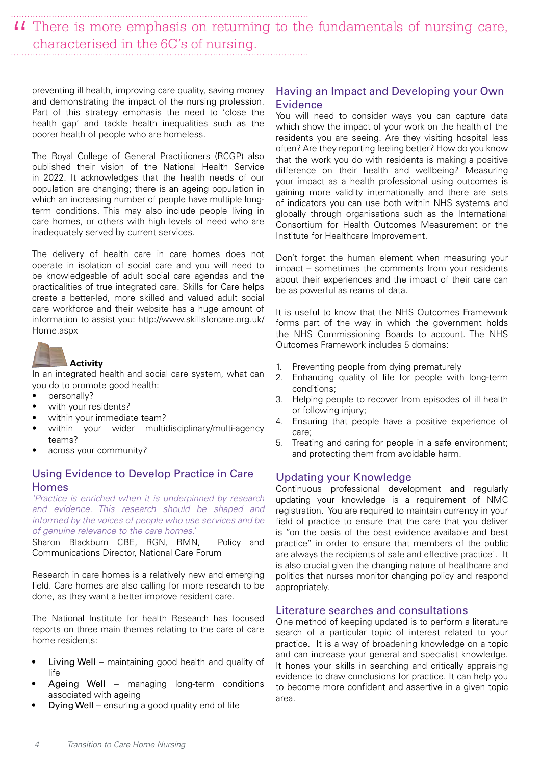> There is more emphasis on returning to the fundamentals of nursing care, characterised in the 6C's of nursing.

preventing ill health, improving care quality, saving money and demonstrating the impact of the nursing profession. Part of this strategy emphasis the need to 'close the health gap' and tackle health inequalities such as the poorer health of people who are homeless.

The Royal College of General Practitioners (RCGP) also published their vision of the National Health Service in 2022. It acknowledges that the health needs of our population are changing; there is an ageing population in which an increasing number of people have multiple long-term conditions. This may also include people living in care homes, or others with high levels of need who are inadequately served by current services.

The delivery of health care in care homes does not operate in isolation of social care and you will need to be knowledgeable of adult social care agendas and the practicalities of true integrated care. Skills for Care helps create a better-led, more skilled and valued adult social care workforce and their website has a huge amount of information to assist you: http://www.skillsforcare.org.uk/Home.aspx

**Activity**

In an integrated health and social care system, what can you do to promote good health:

- personally?
- with your residents?
- within your immediate team?
- within your wider multidisciplinary/multi-agency teams?
- across your community?

## Using Evidence to Develop Practice in Care Homes

*'Practice is enriched when it is underpinned by research and evidence. This research should be shaped and informed by the voices of people who use services and be of genuine relevance to the care homes.'*

Sharon Blackburn CBE, RGN, RMN, Policy and Communications Director, National Care Forum

Research in care homes is a relatively new and emerging field. Care homes are also calling for more research to be done, as they want a better improve resident care.

The National Institute for health Research has focused reports on three main themes relating to the care of care home residents:

- Living Well – maintaining good health and quality of life
- Ageing Well – managing long-term conditions associated with ageing
- Dying Well – ensuring a good quality end of life

## Having an Impact and Developing your Own Evidence

You will need to consider ways you can capture data which show the impact of your work on the health of the residents you are seeing. Are they visiting hospital less often? Are they reporting feeling better? How do you know that the work you do with residents is making a positive difference on their health and wellbeing? Measuring your impact as a health professional using outcomes is gaining more validity internationally and there are sets of indicators you can use both within NHS systems and globally through organisations such as the International Consortium for Health Outcomes Measurement or the Institute for Healthcare Improvement.

Don't forget the human element when measuring your impact – sometimes the comments from your residents about their experiences and the impact of their care can be as powerful as reams of data.

It is useful to know that the NHS Outcomes Framework forms part of the way in which the government holds the NHS Commissioning Boards to account. The NHS Outcomes Framework includes 5 domains:

1. Preventing people from dying prematurely
2. Enhancing quality of life for people with long-term conditions;
3. Helping people to recover from episodes of ill health or following injury;
4. Ensuring that people have a positive experience of care;
5. Treating and caring for people in a safe environment; and protecting them from avoidable harm.

## Updating your Knowledge

Continuous professional development and regularly updating your knowledge is a requirement of NMC registration. You are required to maintain currency in your field of practice to ensure that the care that you deliver is "on the basis of the best evidence available and best practice" in order to ensure that members of the public are always the recipients of safe and effective practice[1]. It is also crucial given the changing nature of healthcare and politics that nurses monitor changing policy and respond appropriately.

## Literature searches and consultations

One method of keeping updated is to perform a literature search of a particular topic of interest related to your practice. It is a way of broadening knowledge on a topic and can increase your general and specialist knowledge. It hones your skills in searching and critically appraising evidence to draw conclusions for practice. It can help you to become more confident and assertive in a given topic area.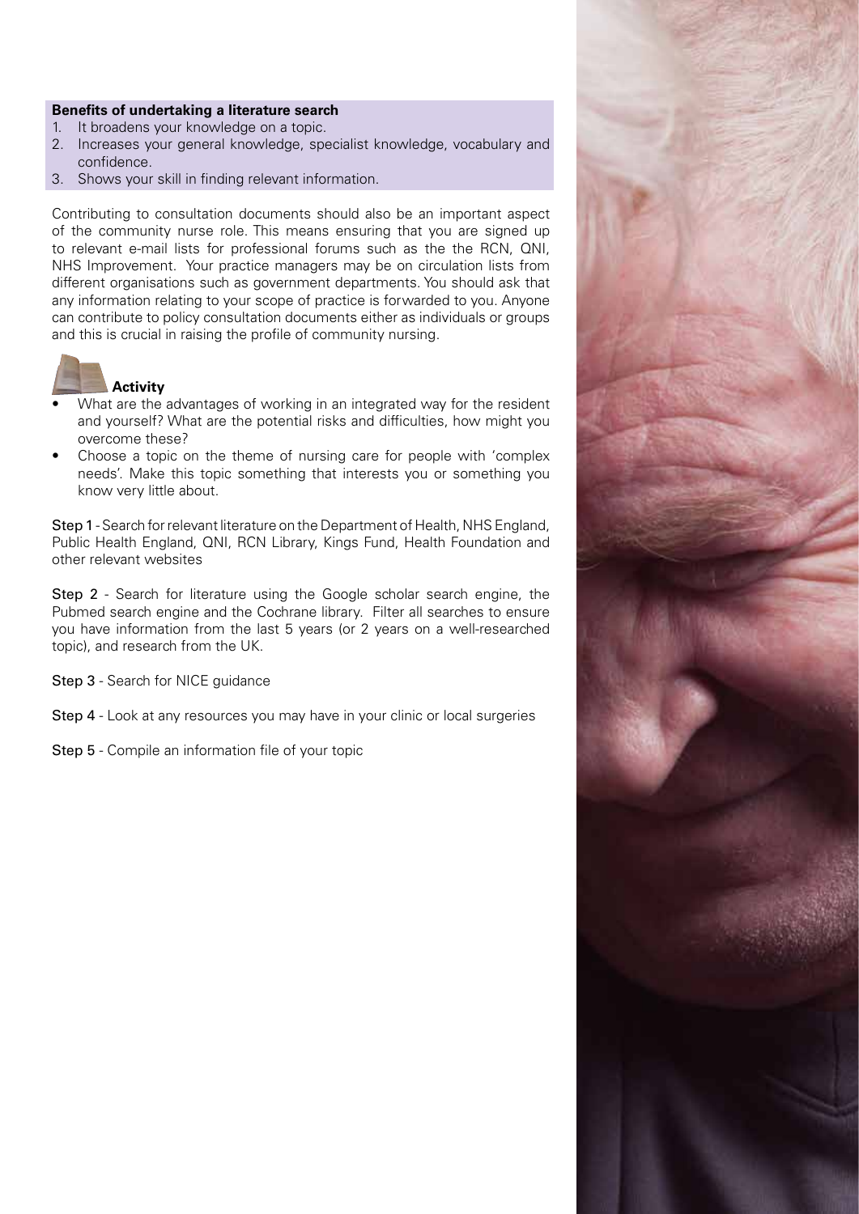**Benefits of undertaking a literature search**

1. It broadens your knowledge on a topic.
2. Increases your general knowledge, specialist knowledge, vocabulary and confidence.
3. Shows your skill in finding relevant information.

Contributing to consultation documents should also be an important aspect of the community nurse role. This means ensuring that you are signed up to relevant e-mail lists for professional forums such as the the RCN, QNI, NHS Improvement. Your practice managers may be on circulation lists from different organisations such as government departments. You should ask that any information relating to your scope of practice is forwarded to you. Anyone can contribute to policy consultation documents either as individuals or groups and this is crucial in raising the profile of community nursing.

**Activity**

- What are the advantages of working in an integrated way for the resident and yourself? What are the potential risks and difficulties, how might you overcome these?
- Choose a topic on the theme of nursing care for people with 'complex needs'. Make this topic something that interests you or something you know very little about.

Step 1 - Search for relevant literature on the Department of Health, NHS England, Public Health England, QNI, RCN Library, Kings Fund, Health Foundation and other relevant websites

Step 2 - Search for literature using the Google scholar search engine, the Pubmed search engine and the Cochrane library. Filter all searches to ensure you have information from the last 5 years (or 2 years on a well-researched topic), and research from the UK.

Step 3 - Search for NICE guidance

Step 4 - Look at any resources you may have in your clinic or local surgeries

Step 5 - Compile an information file of your topic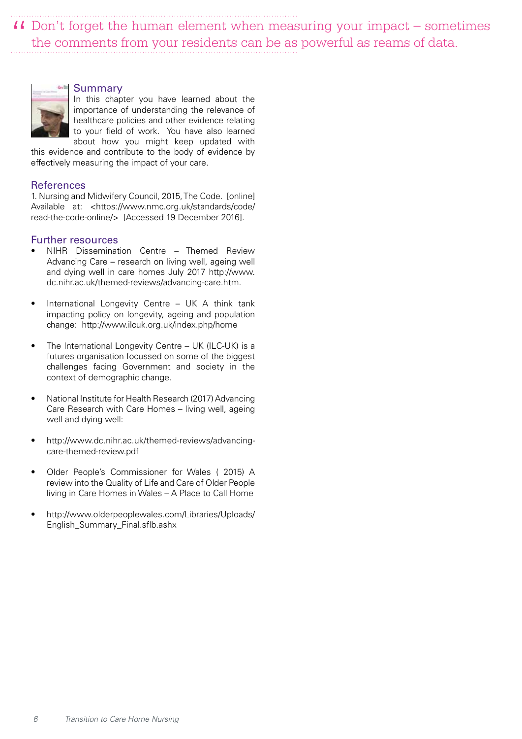> “ Don’t forget the human element when measuring your impact – sometimes the comments from your residents can be as powerful as reams of data.

## Summary

In this chapter you have learned about the importance of understanding the relevance of healthcare policies and other evidence relating to your field of work. You have also learned about how you might keep updated with this evidence and contribute to the body of evidence by effectively measuring the impact of your care.

## References

1. Nursing and Midwifery Council, 2015, The Code. [online] Available at: <https://www.nmc.org.uk/standards/code/read-the-code-online/> [Accessed 19 December 2016].

## Further resources

- NIHR Dissemination Centre – Themed Review Advancing Care – research on living well, ageing well and dying well in care homes July 2017 http://www.dc.nihr.ac.uk/themed-reviews/advancing-care.htm.
- International Longevity Centre – UK A think tank impacting policy on longevity, ageing and population change: http://www.ilcuk.org.uk/index.php/home
- The International Longevity Centre – UK (ILC-UK) is a futures organisation focussed on some of the biggest challenges facing Government and society in the context of demographic change.
- National Institute for Health Research (2017) Advancing Care Research with Care Homes – living well, ageing well and dying well:
- http://www.dc.nihr.ac.uk/themed-reviews/advancing-care-themed-review.pdf
- Older People’s Commissioner for Wales ( 2015) A review into the Quality of Life and Care of Older People living in Care Homes in Wales – A Place to Call Home
- http://www.olderpeoplewales.com/Libraries/Uploads/English_Summary_Final.sflb.ashx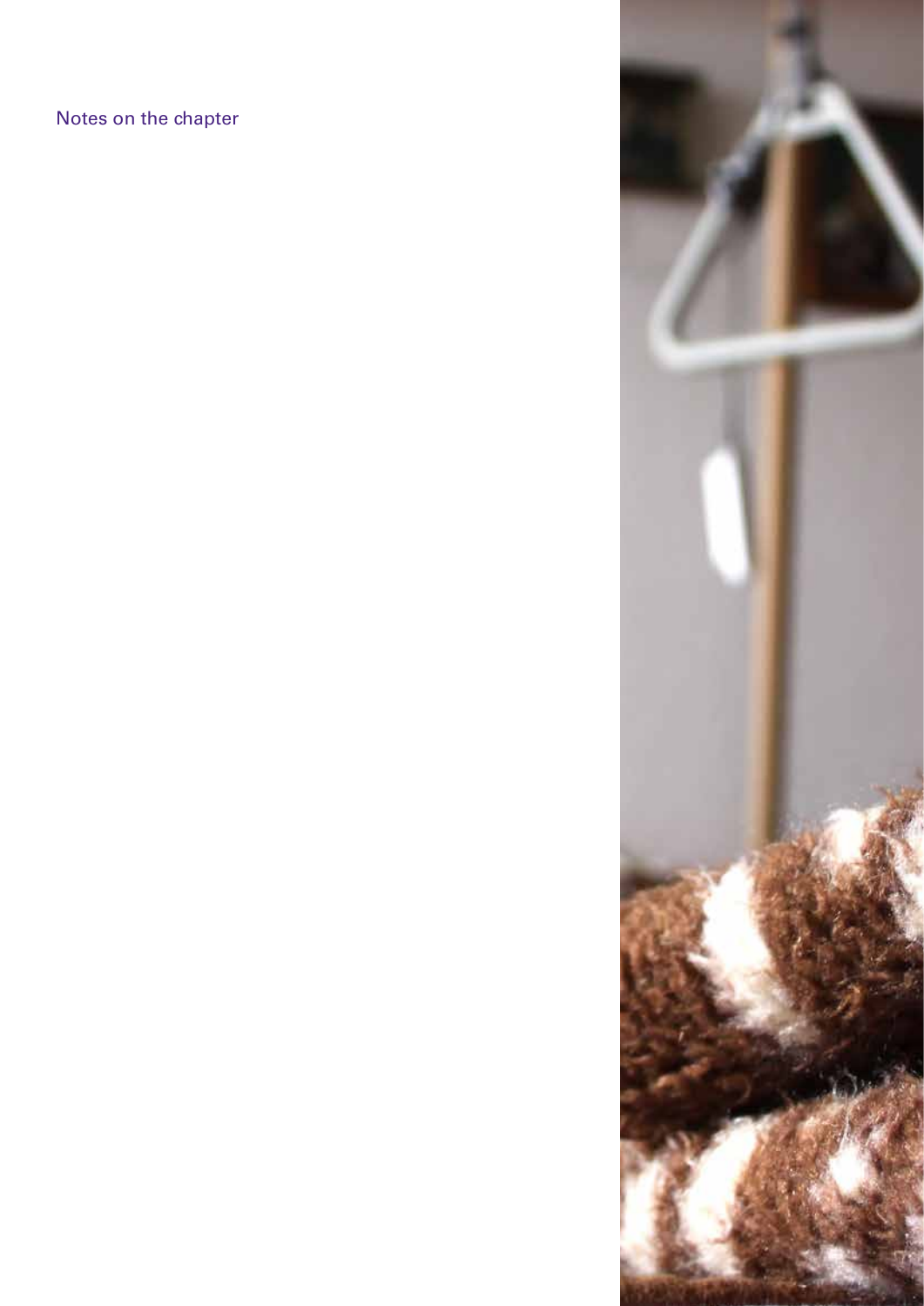Notes on the chapter